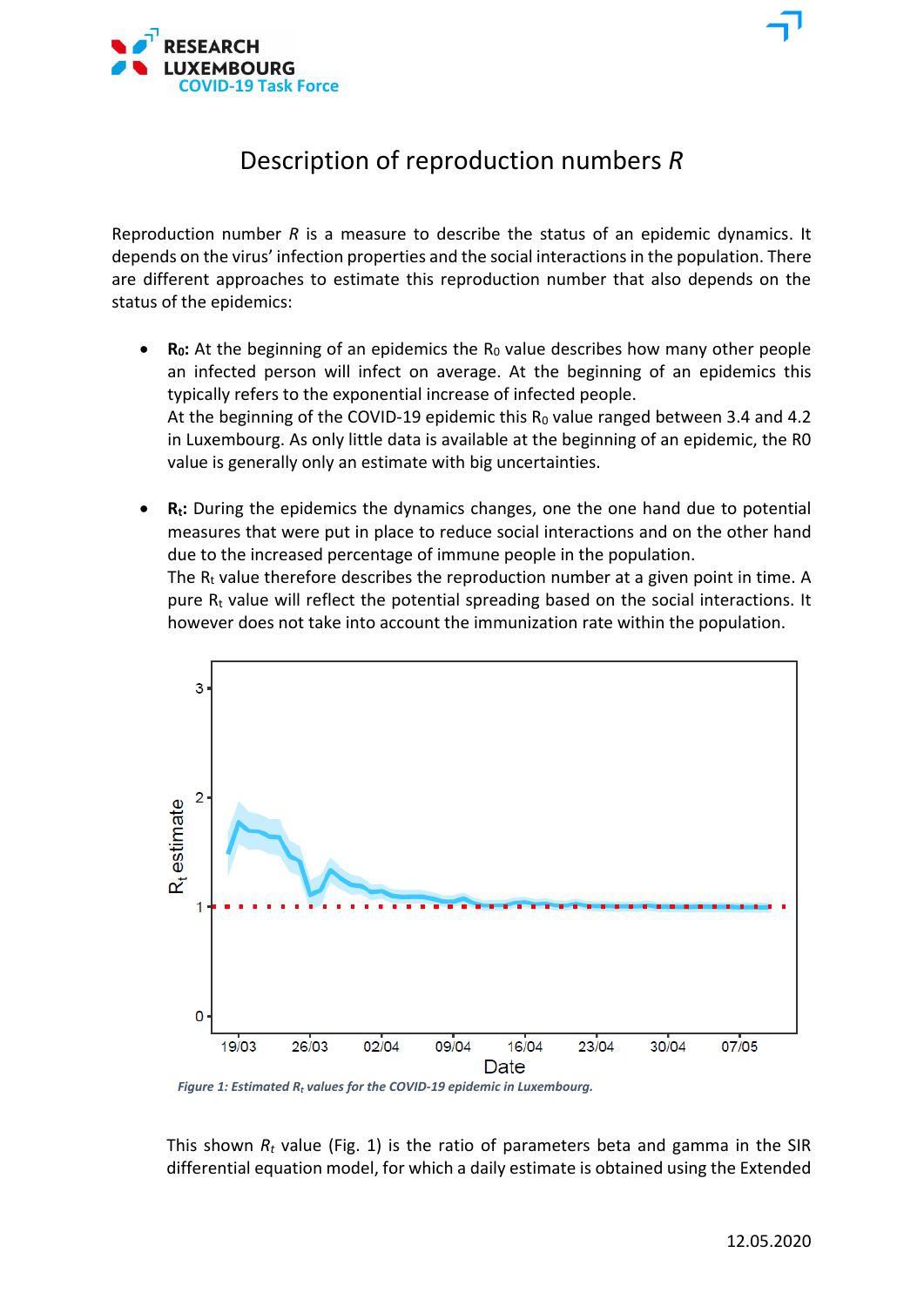# Description of reproduction numbers *R*

Reproduction number *R* is a measure to describe the status of an epidemic dynamics. It depends on the virus' infection properties and the social interactions in the population. There are different approaches to estimate this reproduction number that also depends on the status of the epidemics:

- **$R_0$:** At the beginning of an epidemics the $R_0$ value describes how many other people an infected person will infect on average. At the beginning of an epidemics this typically refers to the exponential increase of infected people.
  At the beginning of the COVID-19 epidemic this $R_0$ value ranged between 3.4 and 4.2 in Luxembourg. As only little data is available at the beginning of an epidemic, the R0 value is generally only an estimate with big uncertainties.

- **$R_t$:** During the epidemics the dynamics changes, one the one hand due to potential measures that were put in place to reduce social interactions and on the other hand due to the increased percentage of immune people in the population.
  The $R_t$ value therefore describes the reproduction number at a given point in time. A pure $R_t$ value will reflect the potential spreading based on the social interactions. It however does not take into account the immunization rate within the population.

*Figure 1: Estimated $R_t$ values for the COVID-19 epidemic in Luxembourg.*

This shown $R_t$ value (Fig. 1) is the ratio of parameters beta and gamma in the SIR differential equation model, for which a daily estimate is obtained using the Extended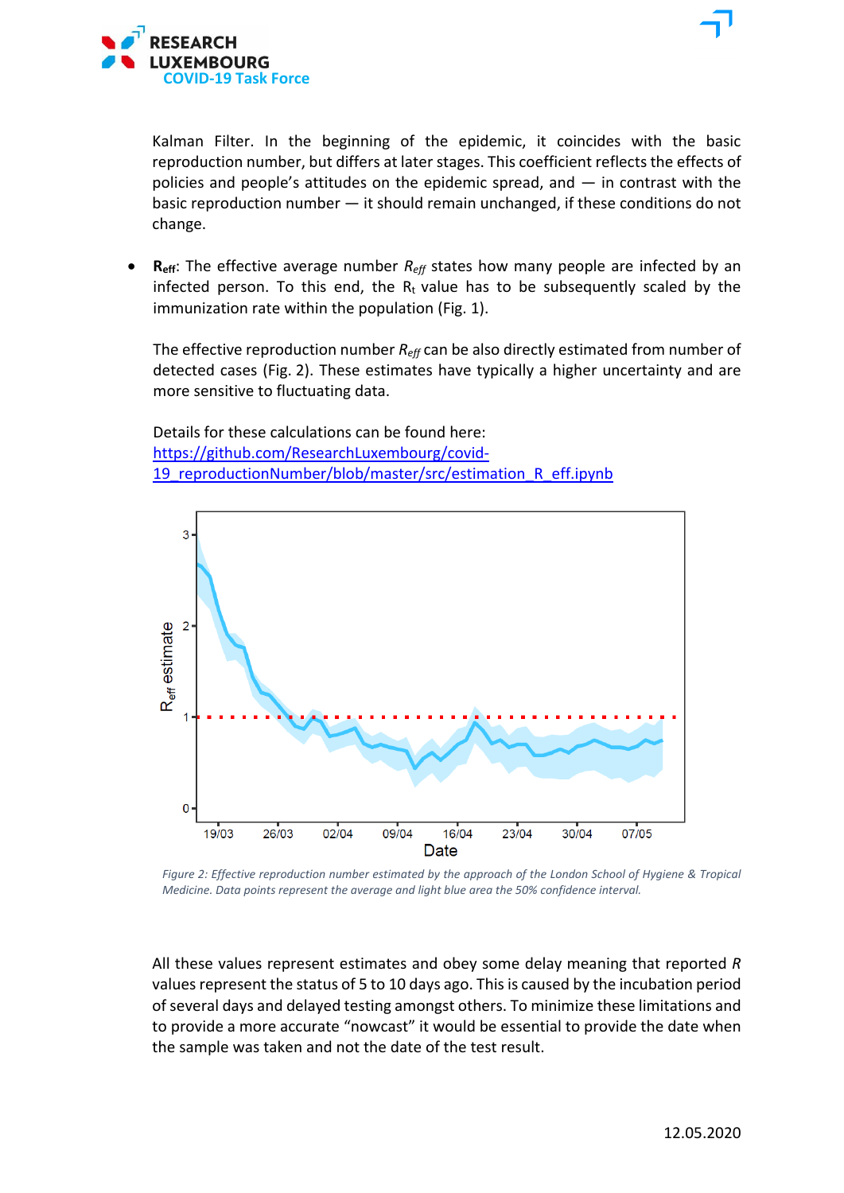Kalman Filter. In the beginning of the epidemic, it coincides with the basic reproduction number, but differs at later stages. This coefficient reflects the effects of policies and people's attitudes on the epidemic spread, and — in contrast with the basic reproduction number — it should remain unchanged, if these conditions do not change.

- **$R_{eff}$**: The effective average number $R_{eff}$ states how many people are infected by an infected person. To this end, the $R_t$ value has to be subsequently scaled by the immunization rate within the population (Fig. 1).

  The effective reproduction number $R_{eff}$ can be also directly estimated from number of detected cases (Fig. 2). These estimates have typically a higher uncertainty and are more sensitive to fluctuating data.

  Details for these calculations can be found here:
  [https://github.com/ResearchLuxembourg/covid-19_reproductionNumber/blob/master/src/estimation_R_eff.ipynb](https://github.com/ResearchLuxembourg/covid-19_reproductionNumber/blob/master/src/estimation_R_eff.ipynb)

$R_{eff}$ estimate

3
2
1
0

19/03 26/03 02/04 09/04 16/04 23/04 30/04 07/05

Date

*Figure 2: Effective reproduction number estimated by the approach of the London School of Hygiene & Tropical Medicine. Data points represent the average and light blue area the 50% confidence interval.*

All these values represent estimates and obey some delay meaning that reported *R* values represent the status of 5 to 10 days ago. This is caused by the incubation period of several days and delayed testing amongst others. To minimize these limitations and to provide a more accurate "nowcast" it would be essential to provide the date when the sample was taken and not the date of the test result.

12.05.2020